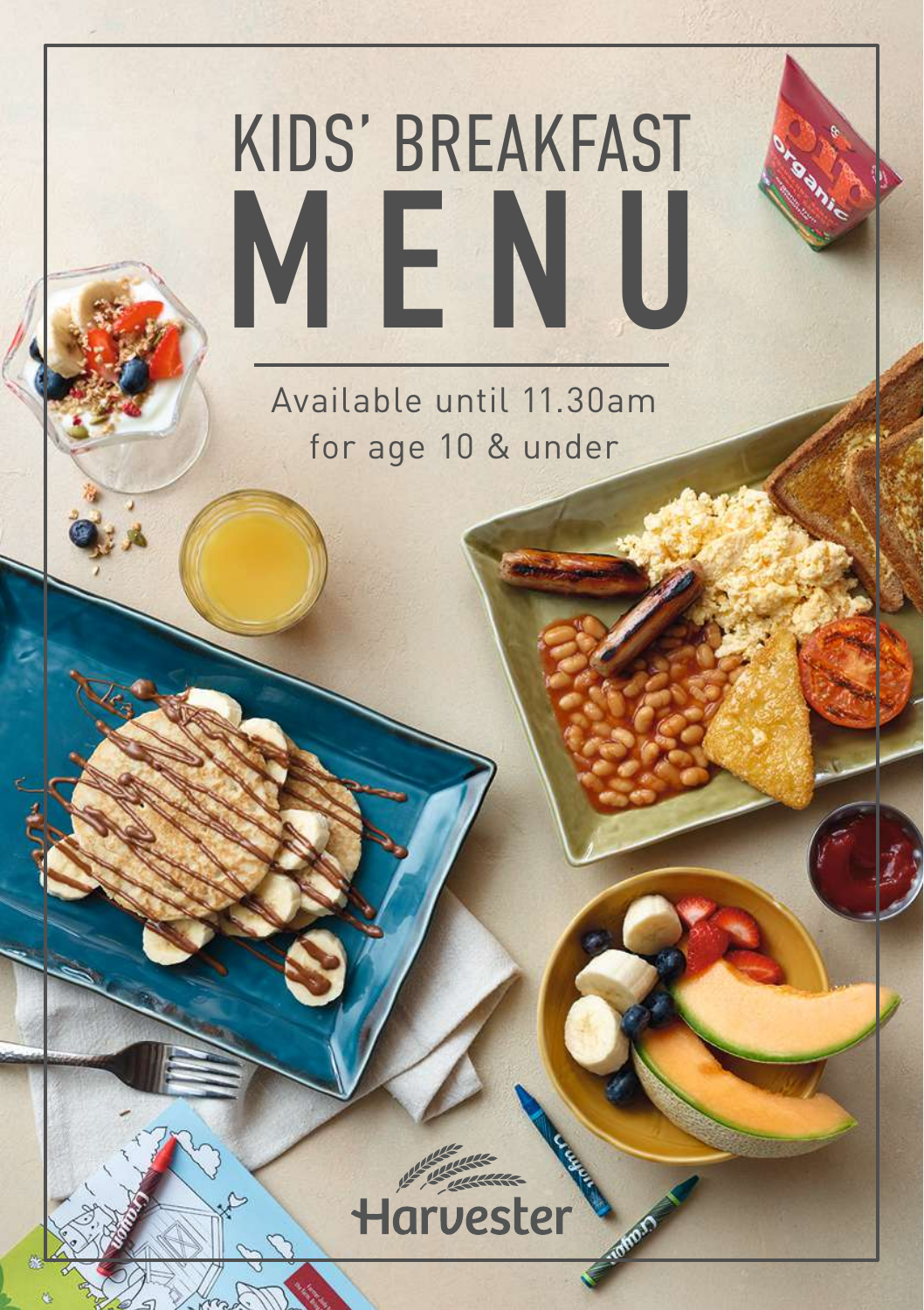# KIDS' BREAKFAST MENU

Available until 11.30am for age 10 & under

Harvester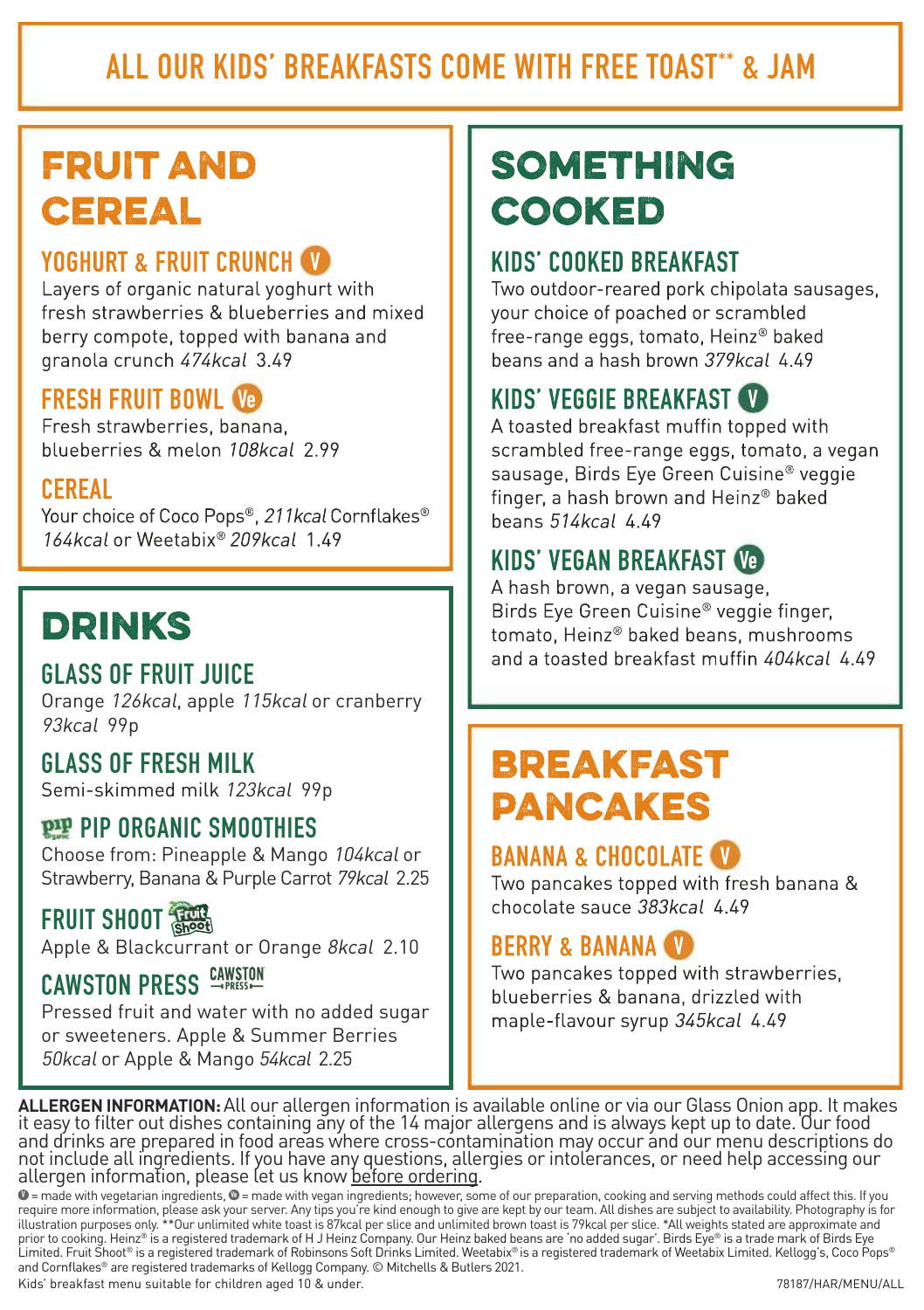# ALL OUR KIDS' BREAKFASTS COME WITH FREE TOAST** & JAM

## FRUIT AND CEREAL

### YOGHURT & FRUIT CRUNCH (V)

Layers of organic natural yoghurt with fresh strawberries & blueberries and mixed berry compote, topped with banana and granola crunch *474kcal* 3.49

### FRESH FRUIT BOWL (Ve)

Fresh strawberries, banana, blueberries & melon *108kcal* 2.99

### CEREAL

Your choice of Coco Pops®, *211kcal* Cornflakes® *164kcal* or Weetabix® *209kcal* 1.49

## DRINKS

### GLASS OF FRUIT JUICE

Orange *126kcal*, apple *115kcal* or cranberry *93kcal* 99p

### GLASS OF FRESH MILK

Semi-skimmed milk *123kcal* 99p

### PIP ORGANIC SMOOTHIES

Choose from: Pineapple & Mango *104kcal* or Strawberry, Banana & Purple Carrot *79kcal* 2.25

### FRUIT SHOOT

Apple & Blackcurrant or Orange *8kcal* 2.10

### CAWSTON PRESS

Pressed fruit and water with no added sugar or sweeteners. Apple & Summer Berries *50kcal* or Apple & Mango *54kcal* 2.25

## SOMETHING COOKED

### KIDS' COOKED BREAKFAST

Two outdoor-reared pork chipolata sausages, your choice of poached or scrambled free-range eggs, tomato, Heinz® baked beans and a hash brown *379kcal* 4.49

### KIDS' VEGGIE BREAKFAST (V)

A toasted breakfast muffin topped with scrambled free-range eggs, tomato, a vegan sausage, Birds Eye Green Cuisine® veggie finger, a hash brown and Heinz® baked beans *514kcal* 4.49

### KIDS' VEGAN BREAKFAST (Ve)

A hash brown, a vegan sausage, Birds Eye Green Cuisine® veggie finger, tomato, Heinz® baked beans, mushrooms and a toasted breakfast muffin *404kcal* 4.49

## BREAKFAST PANCAKES

### BANANA & CHOCOLATE (V)

Two pancakes topped with fresh banana & chocolate sauce *383kcal* 4.49

### BERRY & BANANA (V)

Two pancakes topped with strawberries, blueberries & banana, drizzled with maple-flavour syrup *345kcal* 4.49

**ALLERGEN INFORMATION:** All our allergen information is available online or via our Glass Onion app. It makes it easy to filter out dishes containing any of the 14 major allergens and is always kept up to date. Our food and drinks are prepared in food areas where cross-contamination may occur and our menu descriptions do not include all ingredients. If you have any questions, allergies or intolerances, or need help accessing our allergen information, please let us know before ordering.

(V) = made with vegetarian ingredients, (Ve) = made with vegan ingredients; however, some of our preparation, cooking and serving methods could affect this. If you require more information, please ask your server. Any tips you're kind enough to give are kept by our team. All dishes are subject to availability. Photography is for illustration purposes only. **Our unlimited white toast is 87kcal per slice and unlimited brown toast is 79kcal per slice. *All weights stated are approximate and prior to cooking. Heinz® is a registered trademark of H J Heinz Company. Our Heinz baked beans are 'no added sugar'. Birds Eye® is a trade mark of Birds Eye Limited. Fruit Shoot® is a registered trademark of Robinsons Soft Drinks Limited. Weetabix® is a registered trademark of Weetabix Limited. Kellogg's, Coco Pops® and Cornflakes® are registered trademarks of Kellogg Company. © Mitchells & Butlers 2021.

Kids' breakfast menu suitable for children aged 10 & under.

78187/HAR/MENU/ALL